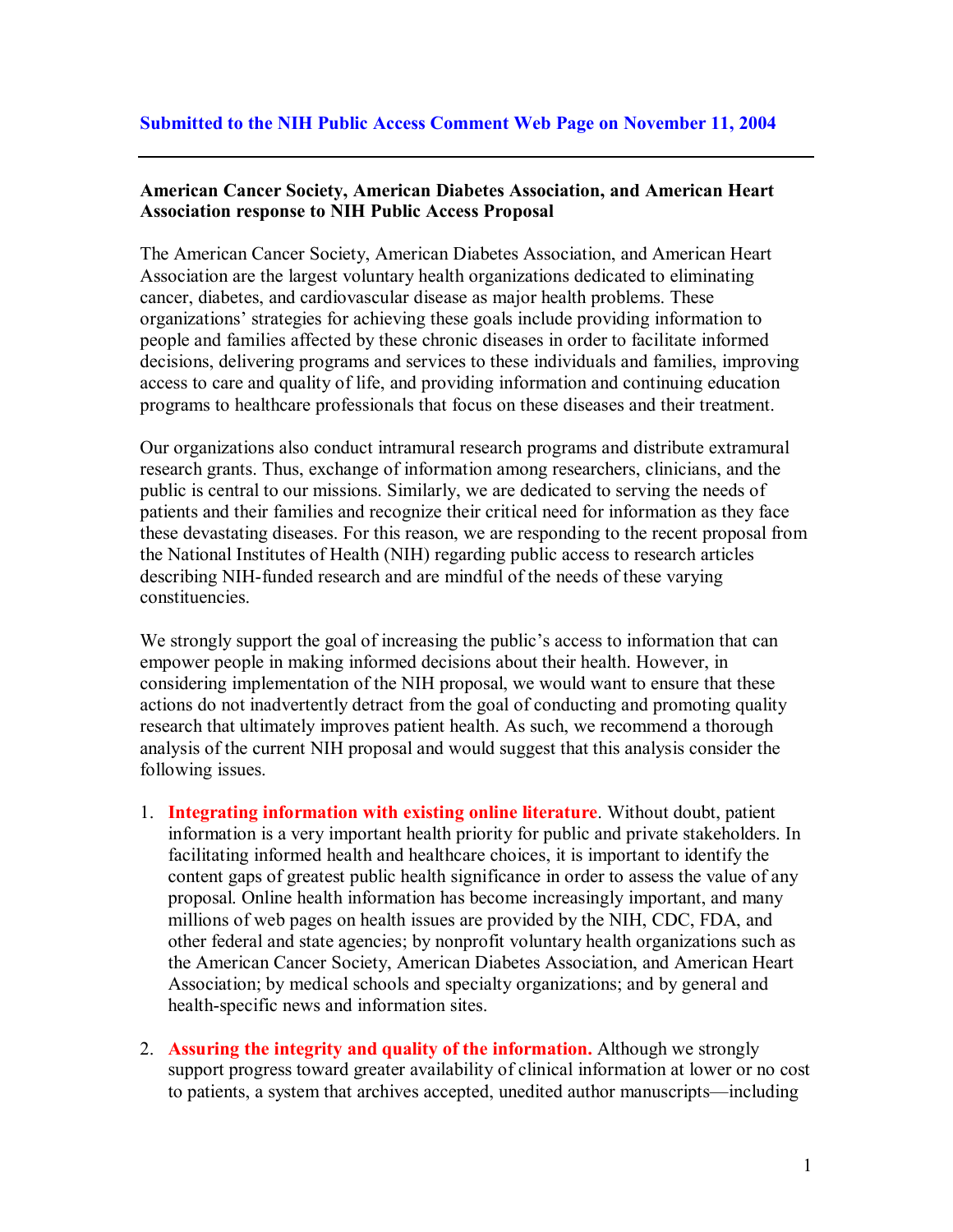**Submitted to the NIH Public Access Comment Web Page on November 11, 2004**

---

**American Cancer Society, American Diabetes Association, and American Heart Association response to NIH Public Access Proposal**

The American Cancer Society, American Diabetes Association, and American Heart Association are the largest voluntary health organizations dedicated to eliminating cancer, diabetes, and cardiovascular disease as major health problems. These organizations' strategies for achieving these goals include providing information to people and families affected by these chronic diseases in order to facilitate informed decisions, delivering programs and services to these individuals and families, improving access to care and quality of life, and providing information and continuing education programs to healthcare professionals that focus on these diseases and their treatment.

Our organizations also conduct intramural research programs and distribute extramural research grants. Thus, exchange of information among researchers, clinicians, and the public is central to our missions. Similarly, we are dedicated to serving the needs of patients and their families and recognize their critical need for information as they face these devastating diseases. For this reason, we are responding to the recent proposal from the National Institutes of Health (NIH) regarding public access to research articles describing NIH-funded research and are mindful of the needs of these varying constituencies.

We strongly support the goal of increasing the public's access to information that can empower people in making informed decisions about their health. However, in considering implementation of the NIH proposal, we would want to ensure that these actions do not inadvertently detract from the goal of conducting and promoting quality research that ultimately improves patient health. As such, we recommend a thorough analysis of the current NIH proposal and would suggest that this analysis consider the following issues.

1. **Integrating information with existing online literature**. Without doubt, patient information is a very important health priority for public and private stakeholders. In facilitating informed health and healthcare choices, it is important to identify the content gaps of greatest public health significance in order to assess the value of any proposal. Online health information has become increasingly important, and many millions of web pages on health issues are provided by the NIH, CDC, FDA, and other federal and state agencies; by nonprofit voluntary health organizations such as the American Cancer Society, American Diabetes Association, and American Heart Association; by medical schools and specialty organizations; and by general and health-specific news and information sites.

2. **Assuring the integrity and quality of the information.** Although we strongly support progress toward greater availability of clinical information at lower or no cost to patients, a system that archives accepted, unedited author manuscripts—including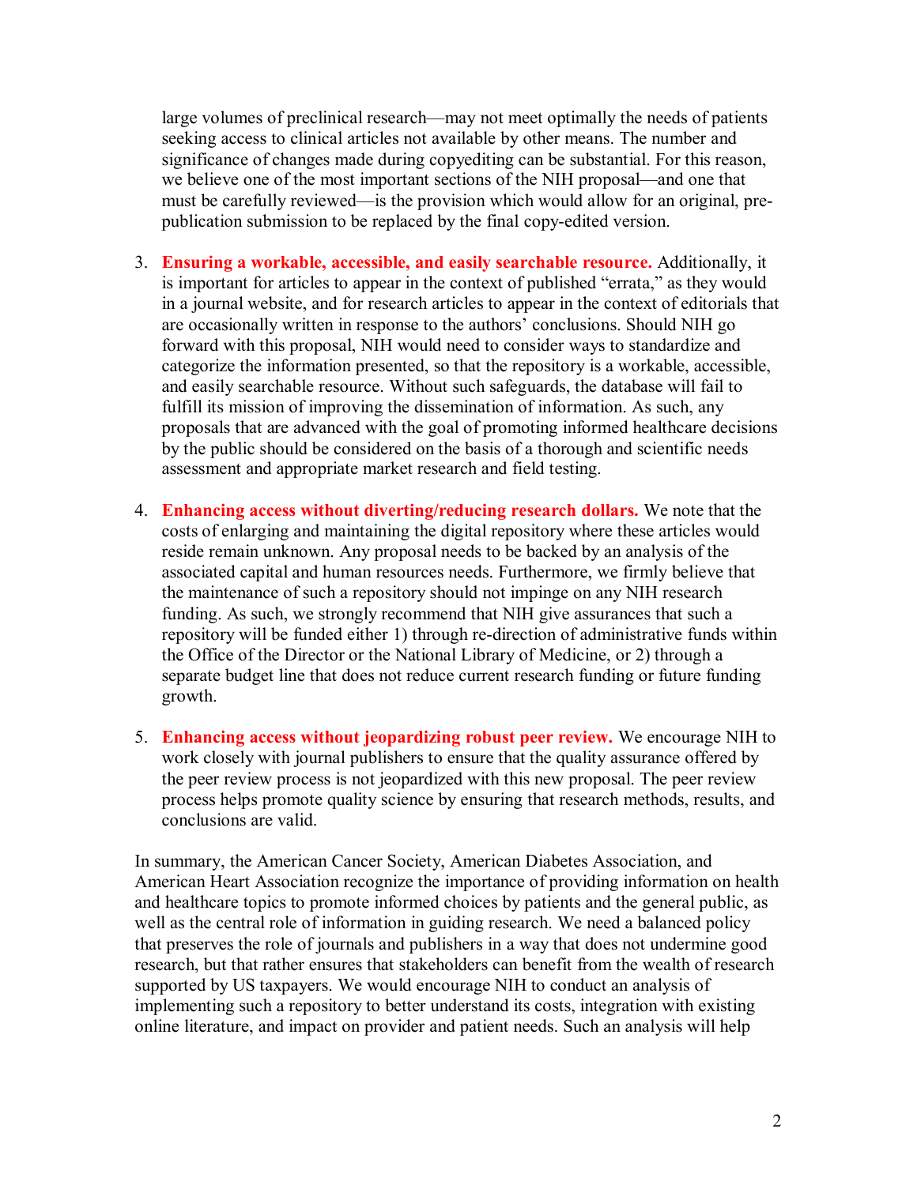large volumes of preclinical research—may not meet optimally the needs of patients seeking access to clinical articles not available by other means. The number and significance of changes made during copyediting can be substantial. For this reason, we believe one of the most important sections of the NIH proposal—and one that must be carefully reviewed—is the provision which would allow for an original, pre-publication submission to be replaced by the final copy-edited version.

3. **Ensuring a workable, accessible, and easily searchable resource.** Additionally, it is important for articles to appear in the context of published "errata," as they would in a journal website, and for research articles to appear in the context of editorials that are occasionally written in response to the authors' conclusions. Should NIH go forward with this proposal, NIH would need to consider ways to standardize and categorize the information presented, so that the repository is a workable, accessible, and easily searchable resource. Without such safeguards, the database will fail to fulfill its mission of improving the dissemination of information. As such, any proposals that are advanced with the goal of promoting informed healthcare decisions by the public should be considered on the basis of a thorough and scientific needs assessment and appropriate market research and field testing.

4. **Enhancing access without diverting/reducing research dollars.** We note that the costs of enlarging and maintaining the digital repository where these articles would reside remain unknown. Any proposal needs to be backed by an analysis of the associated capital and human resources needs. Furthermore, we firmly believe that the maintenance of such a repository should not impinge on any NIH research funding. As such, we strongly recommend that NIH give assurances that such a repository will be funded either 1) through re-direction of administrative funds within the Office of the Director or the National Library of Medicine, or 2) through a separate budget line that does not reduce current research funding or future funding growth.

5. **Enhancing access without jeopardizing robust peer review.** We encourage NIH to work closely with journal publishers to ensure that the quality assurance offered by the peer review process is not jeopardized with this new proposal. The peer review process helps promote quality science by ensuring that research methods, results, and conclusions are valid.

In summary, the American Cancer Society, American Diabetes Association, and American Heart Association recognize the importance of providing information on health and healthcare topics to promote informed choices by patients and the general public, as well as the central role of information in guiding research. We need a balanced policy that preserves the role of journals and publishers in a way that does not undermine good research, but that rather ensures that stakeholders can benefit from the wealth of research supported by US taxpayers. We would encourage NIH to conduct an analysis of implementing such a repository to better understand its costs, integration with existing online literature, and impact on provider and patient needs. Such an analysis will help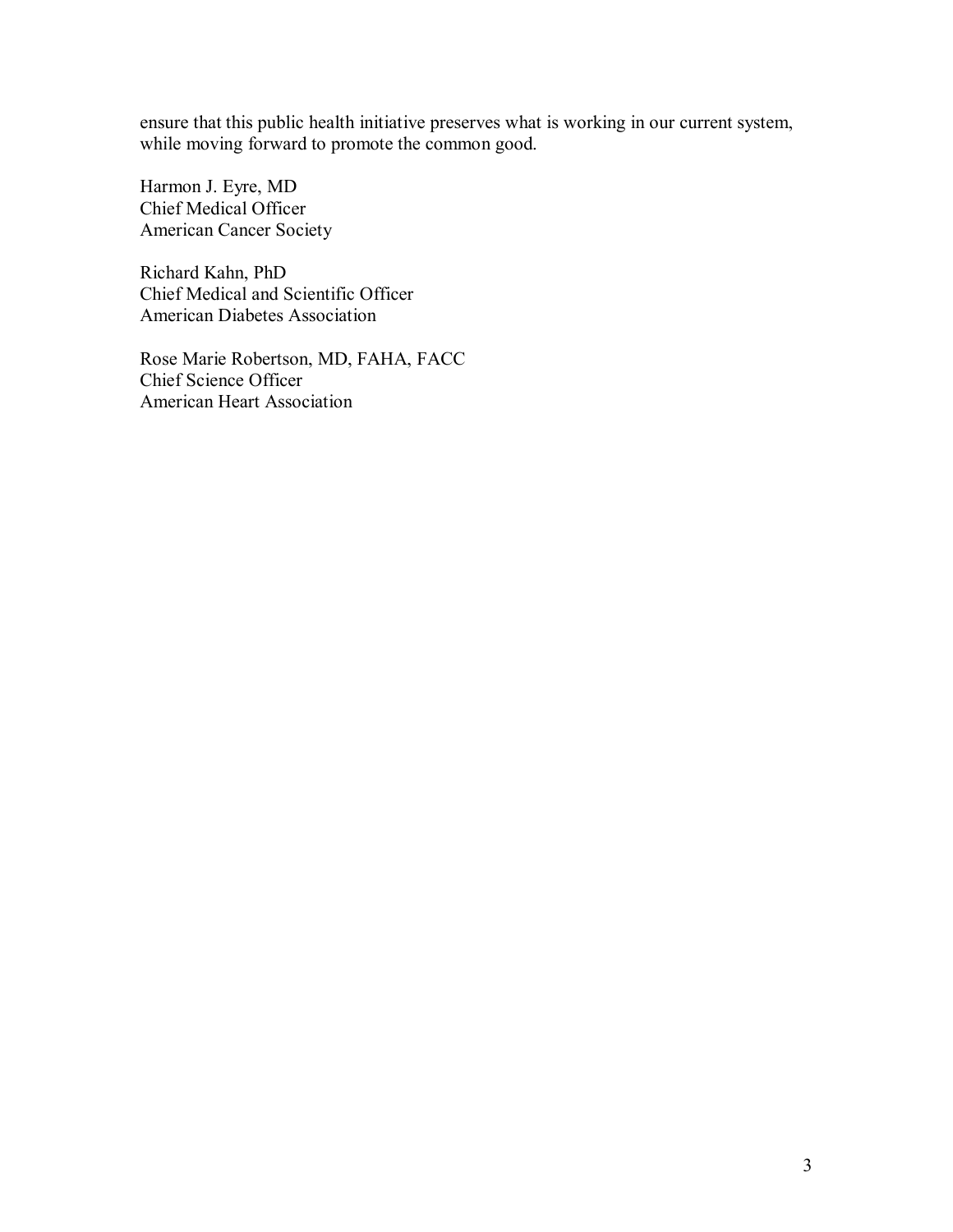ensure that this public health initiative preserves what is working in our current system, while moving forward to promote the common good.

Harmon J. Eyre, MD  
Chief Medical Officer  
American Cancer Society

Richard Kahn, PhD  
Chief Medical and Scientific Officer  
American Diabetes Association

Rose Marie Robertson, MD, FAHA, FACC  
Chief Science Officer  
American Heart Association